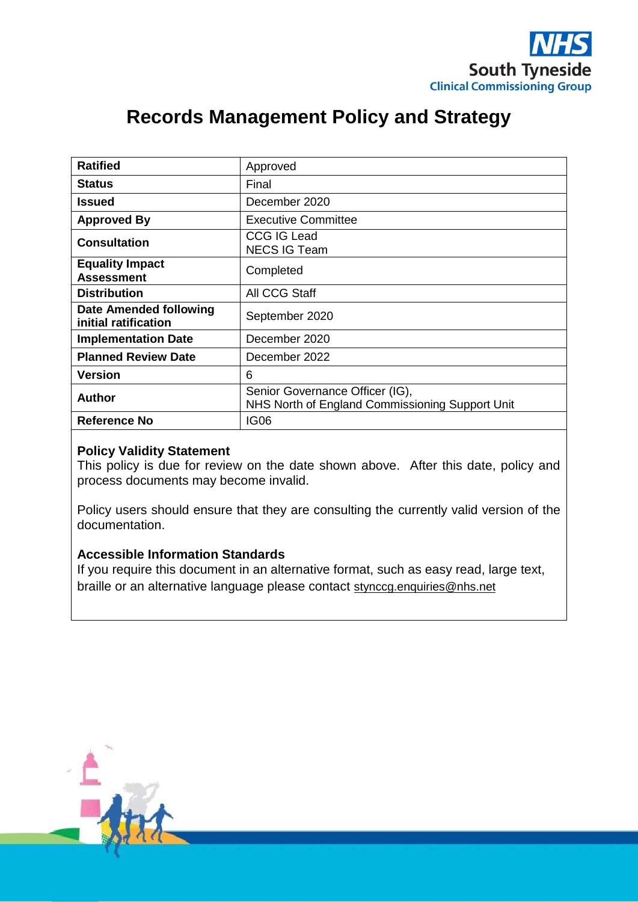NHS
South Tyneside
Clinical Commissioning Group

# Records Management Policy and Strategy

| | |
|---|---|
| **Ratified** | Approved |
| **Status** | Final |
| **Issued** | December 2020 |
| **Approved By** | Executive Committee |
| **Consultation** | CCG IG Lead<br>NECS IG Team |
| **Equality Impact Assessment** | Completed |
| **Distribution** | All CCG Staff |
| **Date Amended following initial ratification** | September 2020 |
| **Implementation Date** | December 2020 |
| **Planned Review Date** | December 2022 |
| **Version** | 6 |
| **Author** | Senior Governance Officer (IG),<br>NHS North of England Commissioning Support Unit |
| **Reference No** | IG06 |

**Policy Validity Statement**
This policy is due for review on the date shown above. After this date, policy and process documents may become invalid.

Policy users should ensure that they are consulting the currently valid version of the documentation.

**Accessible Information Standards**
If you require this document in an alternative format, such as easy read, large text, braille or an alternative language please contact stynccg.enquiries@nhs.net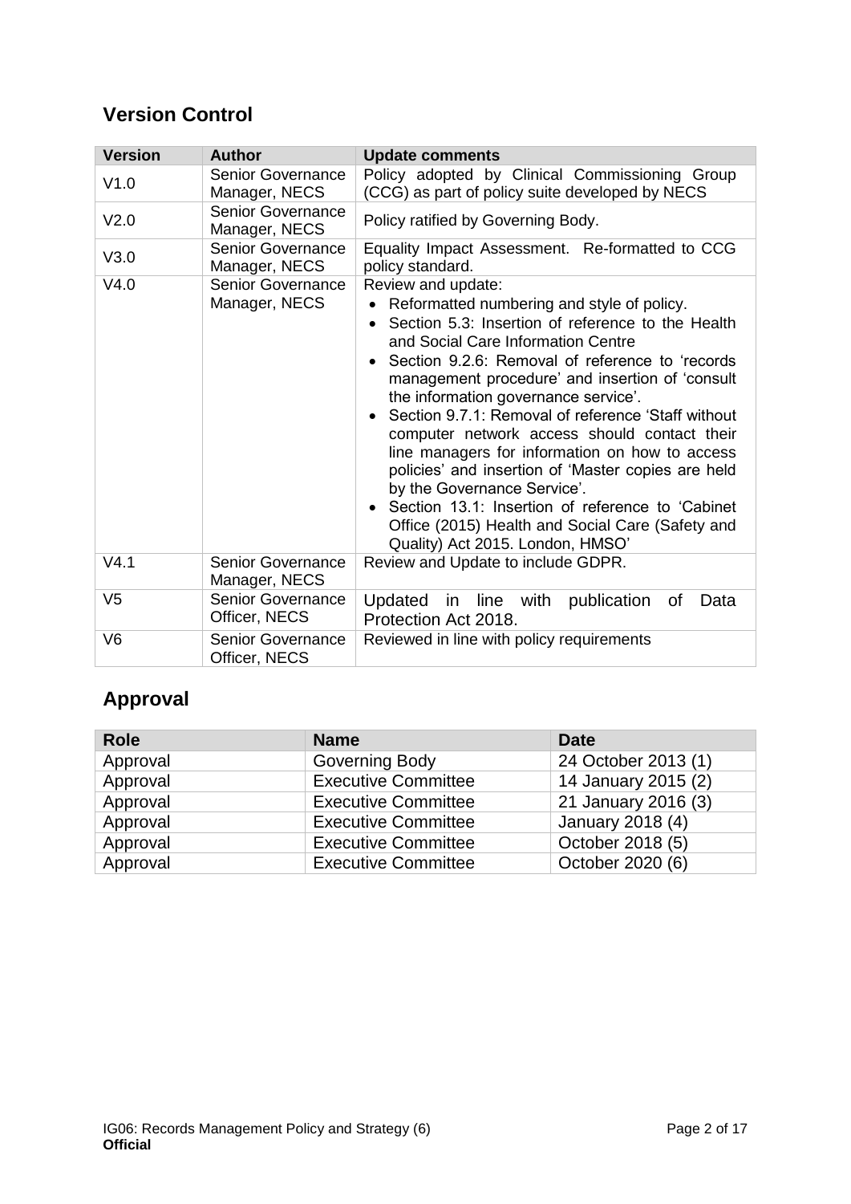## Version Control

| Version | Author | Update comments |
|---|---|---|
| V1.0 | Senior Governance Manager, NECS | Policy adopted by Clinical Commissioning Group (CCG) as part of policy suite developed by NECS |
| V2.0 | Senior Governance Manager, NECS | Policy ratified by Governing Body. |
| V3.0 | Senior Governance Manager, NECS | Equality Impact Assessment. Re-formatted to CCG policy standard. |
| V4.0 | Senior Governance Manager, NECS | Review and update:<br>• Reformatted numbering and style of policy.<br>• Section 5.3: Insertion of reference to the Health and Social Care Information Centre<br>• Section 9.2.6: Removal of reference to 'records management procedure' and insertion of 'consult the information governance service'.<br>• Section 9.7.1: Removal of reference 'Staff without computer network access should contact their line managers for information on how to access policies' and insertion of 'Master copies are held by the Governance Service'.<br>• Section 13.1: Insertion of reference to 'Cabinet Office (2015) Health and Social Care (Safety and Quality) Act 2015. London, HMSO' |
| V4.1 | Senior Governance Manager, NECS | Review and Update to include GDPR. |
| V5 | Senior Governance Officer, NECS | Updated in line with publication of Data Protection Act 2018. |
| V6 | Senior Governance Officer, NECS | Reviewed in line with policy requirements |

## Approval

| Role | Name | Date |
|---|---|---|
| Approval | Governing Body | 24 October 2013 (1) |
| Approval | Executive Committee | 14 January 2015 (2) |
| Approval | Executive Committee | 21 January 2016 (3) |
| Approval | Executive Committee | January 2018 (4) |
| Approval | Executive Committee | October 2018 (5) |
| Approval | Executive Committee | October 2020 (6) |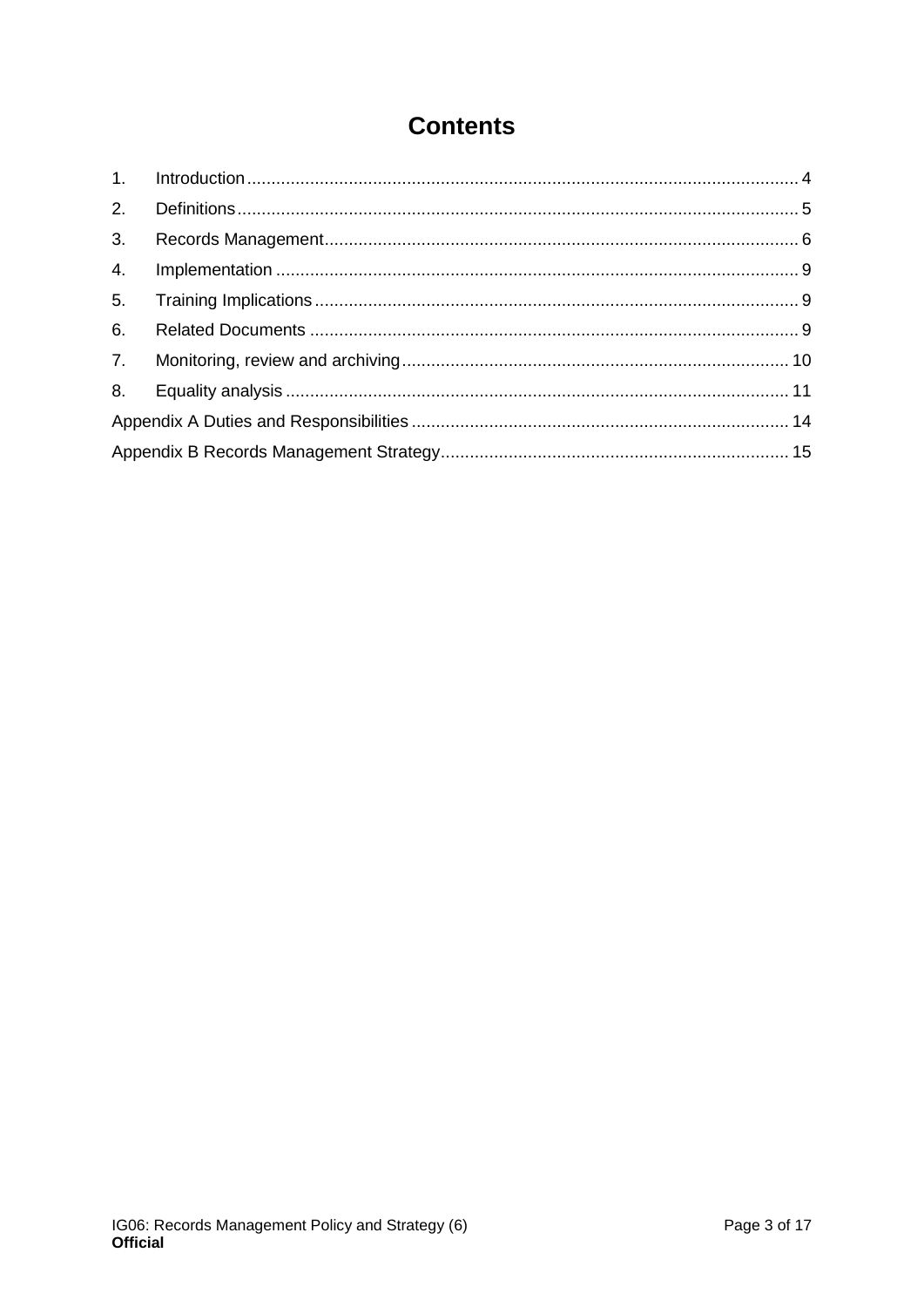# Contents

1. Introduction .................................................................................................................. 4
2. Definitions .................................................................................................................... 5
3. Records Management .................................................................................................. 6
4. Implementation ............................................................................................................ 9
5. Training Implications .................................................................................................... 9
6. Related Documents ..................................................................................................... 9
7. Monitoring, review and archiving ................................................................................. 10
8. Equality analysis ......................................................................................................... 11

Appendix A Duties and Responsibilities .............................................................................. 14

Appendix B Records Management Strategy ......................................................................... 15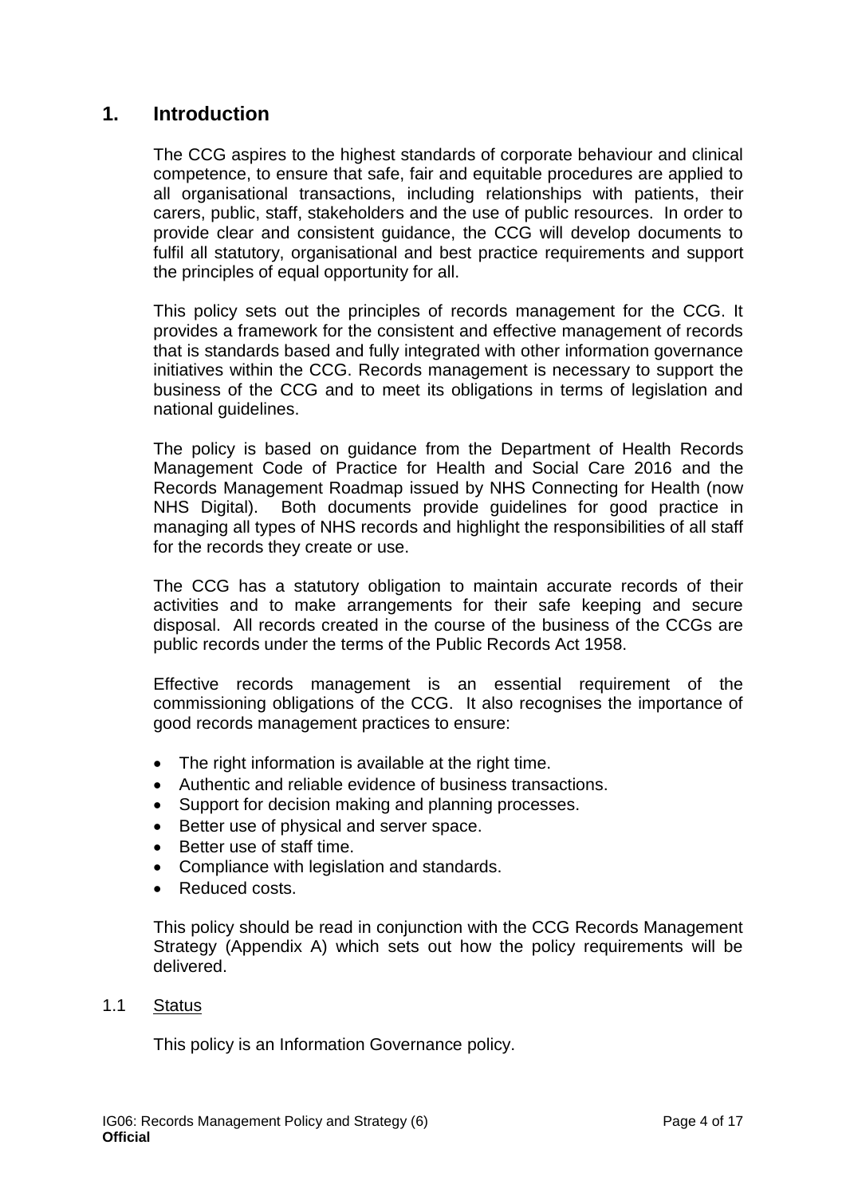## 1. Introduction

The CCG aspires to the highest standards of corporate behaviour and clinical competence, to ensure that safe, fair and equitable procedures are applied to all organisational transactions, including relationships with patients, their carers, public, staff, stakeholders and the use of public resources. In order to provide clear and consistent guidance, the CCG will develop documents to fulfil all statutory, organisational and best practice requirements and support the principles of equal opportunity for all.

This policy sets out the principles of records management for the CCG. It provides a framework for the consistent and effective management of records that is standards based and fully integrated with other information governance initiatives within the CCG. Records management is necessary to support the business of the CCG and to meet its obligations in terms of legislation and national guidelines.

The policy is based on guidance from the Department of Health Records Management Code of Practice for Health and Social Care 2016 and the Records Management Roadmap issued by NHS Connecting for Health (now NHS Digital). Both documents provide guidelines for good practice in managing all types of NHS records and highlight the responsibilities of all staff for the records they create or use.

The CCG has a statutory obligation to maintain accurate records of their activities and to make arrangements for their safe keeping and secure disposal. All records created in the course of the business of the CCGs are public records under the terms of the Public Records Act 1958.

Effective records management is an essential requirement of the commissioning obligations of the CCG. It also recognises the importance of good records management practices to ensure:

- The right information is available at the right time.
- Authentic and reliable evidence of business transactions.
- Support for decision making and planning processes.
- Better use of physical and server space.
- Better use of staff time.
- Compliance with legislation and standards.
- Reduced costs.

This policy should be read in conjunction with the CCG Records Management Strategy (Appendix A) which sets out how the policy requirements will be delivered.

### 1.1 Status

This policy is an Information Governance policy.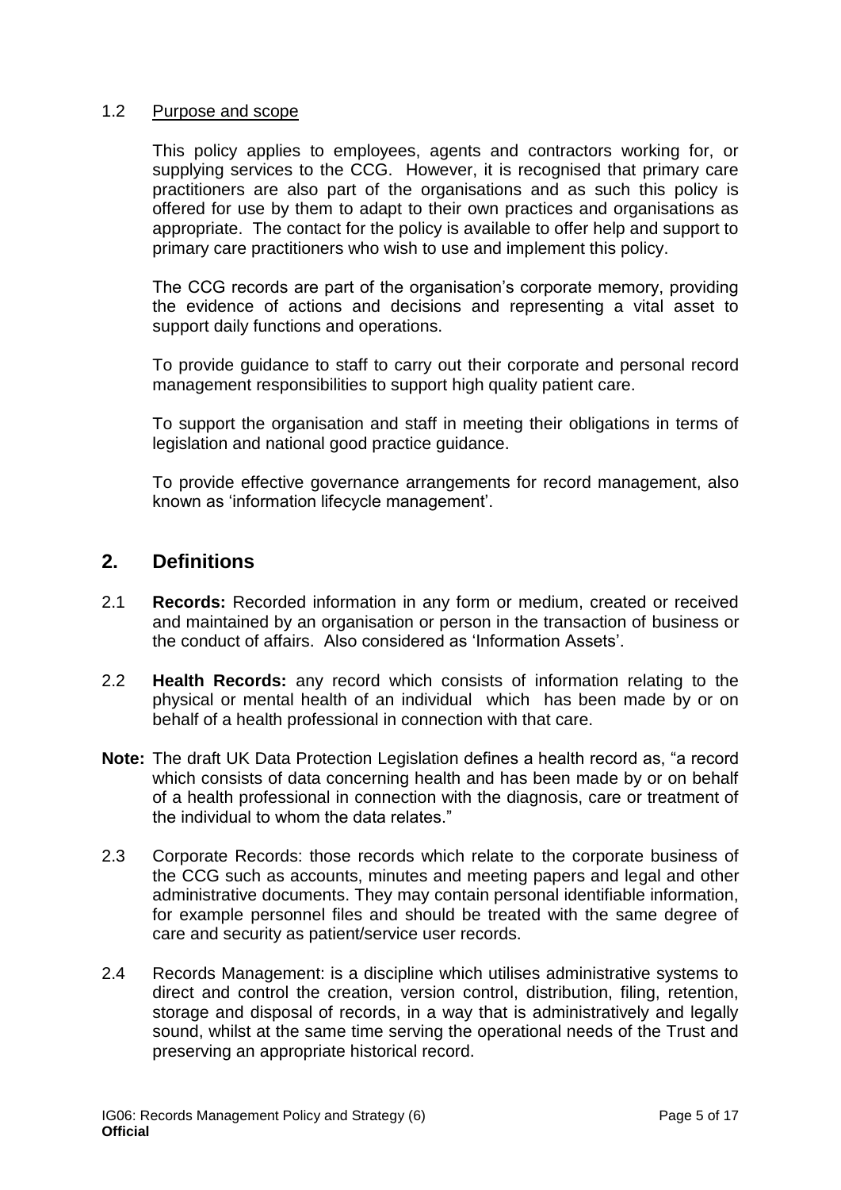### 1.2 Purpose and scope

This policy applies to employees, agents and contractors working for, or supplying services to the CCG. However, it is recognised that primary care practitioners are also part of the organisations and as such this policy is offered for use by them to adapt to their own practices and organisations as appropriate. The contact for the policy is available to offer help and support to primary care practitioners who wish to use and implement this policy.

The CCG records are part of the organisation's corporate memory, providing the evidence of actions and decisions and representing a vital asset to support daily functions and operations.

To provide guidance to staff to carry out their corporate and personal record management responsibilities to support high quality patient care.

To support the organisation and staff in meeting their obligations in terms of legislation and national good practice guidance.

To provide effective governance arrangements for record management, also known as 'information lifecycle management'.

## 2. Definitions

2.1 **Records:** Recorded information in any form or medium, created or received and maintained by an organisation or person in the transaction of business or the conduct of affairs. Also considered as 'Information Assets'.

2.2 **Health Records:** any record which consists of information relating to the physical or mental health of an individual which has been made by or on behalf of a health professional in connection with that care.

**Note:** The draft UK Data Protection Legislation defines a health record as, "a record which consists of data concerning health and has been made by or on behalf of a health professional in connection with the diagnosis, care or treatment of the individual to whom the data relates."

2.3 Corporate Records: those records which relate to the corporate business of the CCG such as accounts, minutes and meeting papers and legal and other administrative documents. They may contain personal identifiable information, for example personnel files and should be treated with the same degree of care and security as patient/service user records.

2.4 Records Management: is a discipline which utilises administrative systems to direct and control the creation, version control, distribution, filing, retention, storage and disposal of records, in a way that is administratively and legally sound, whilst at the same time serving the operational needs of the Trust and preserving an appropriate historical record.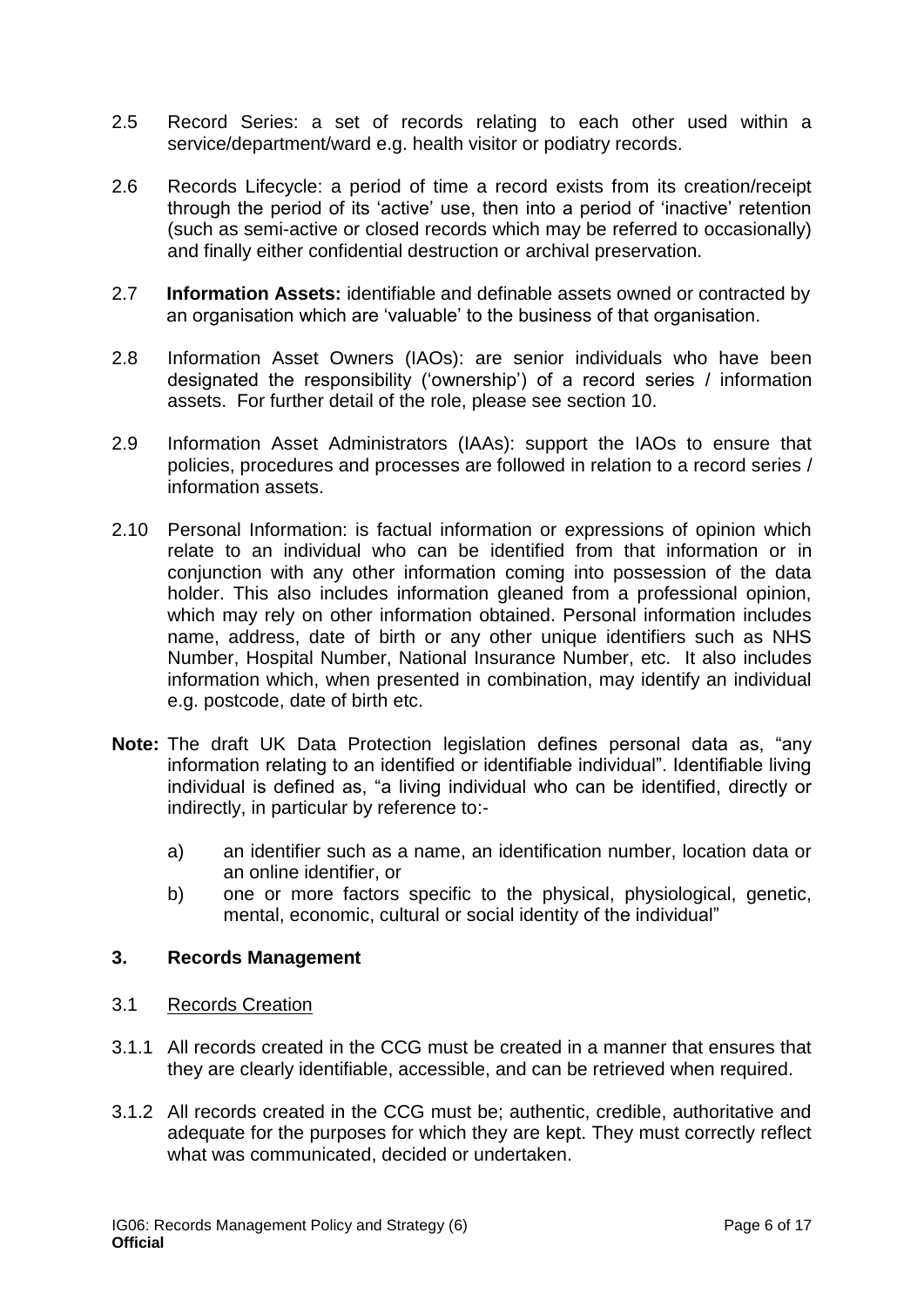2.5 Record Series: a set of records relating to each other used within a service/department/ward e.g. health visitor or podiatry records.

2.6 Records Lifecycle: a period of time a record exists from its creation/receipt through the period of its 'active' use, then into a period of 'inactive' retention (such as semi-active or closed records which may be referred to occasionally) and finally either confidential destruction or archival preservation.

2.7 **Information Assets:** identifiable and definable assets owned or contracted by an organisation which are 'valuable' to the business of that organisation.

2.8 Information Asset Owners (IAOs): are senior individuals who have been designated the responsibility ('ownership') of a record series / information assets. For further detail of the role, please see section 10.

2.9 Information Asset Administrators (IAAs): support the IAOs to ensure that policies, procedures and processes are followed in relation to a record series / information assets.

2.10 Personal Information: is factual information or expressions of opinion which relate to an individual who can be identified from that information or in conjunction with any other information coming into possession of the data holder. This also includes information gleaned from a professional opinion, which may rely on other information obtained. Personal information includes name, address, date of birth or any other unique identifiers such as NHS Number, Hospital Number, National Insurance Number, etc. It also includes information which, when presented in combination, may identify an individual e.g. postcode, date of birth etc.

**Note:** The draft UK Data Protection legislation defines personal data as, "any information relating to an identified or identifiable individual". Identifiable living individual is defined as, "a living individual who can be identified, directly or indirectly, in particular by reference to:-

a) an identifier such as a name, an identification number, location data or an online identifier, or
b) one or more factors specific to the physical, physiological, genetic, mental, economic, cultural or social identity of the individual"

## 3. Records Management

3.1 Records Creation

3.1.1 All records created in the CCG must be created in a manner that ensures that they are clearly identifiable, accessible, and can be retrieved when required.

3.1.2 All records created in the CCG must be; authentic, credible, authoritative and adequate for the purposes for which they are kept. They must correctly reflect what was communicated, decided or undertaken.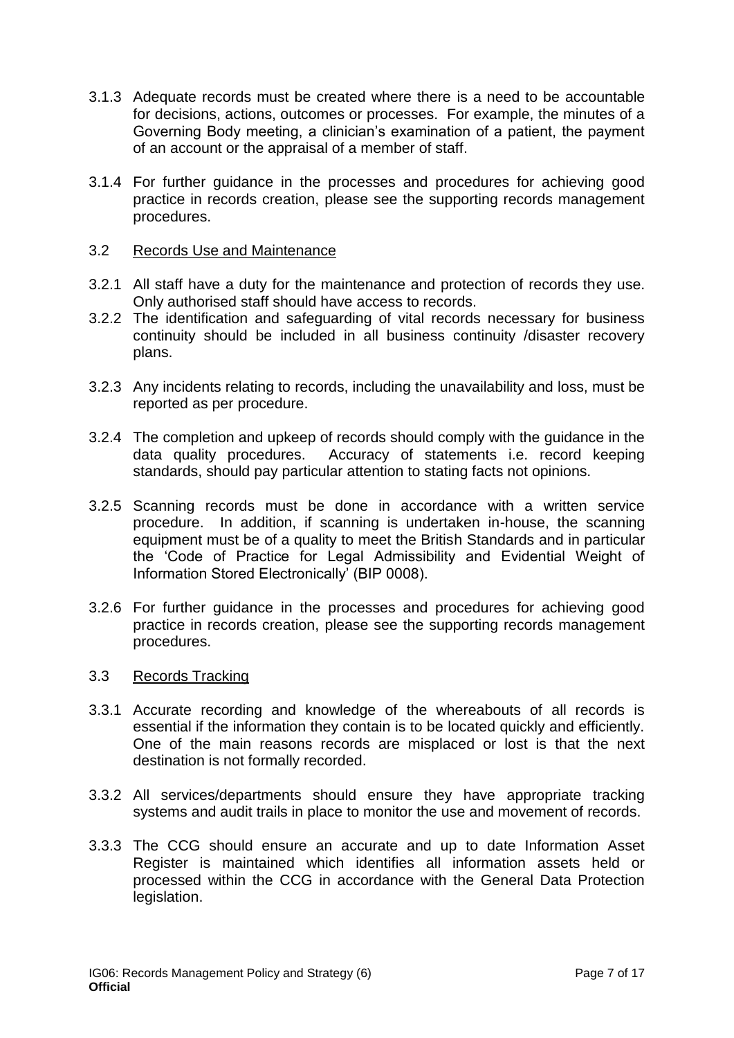3.1.3 Adequate records must be created where there is a need to be accountable for decisions, actions, outcomes or processes. For example, the minutes of a Governing Body meeting, a clinician's examination of a patient, the payment of an account or the appraisal of a member of staff.

3.1.4 For further guidance in the processes and procedures for achieving good practice in records creation, please see the supporting records management procedures.

### 3.2 Records Use and Maintenance

3.2.1 All staff have a duty for the maintenance and protection of records they use. Only authorised staff should have access to records.

3.2.2 The identification and safeguarding of vital records necessary for business continuity should be included in all business continuity /disaster recovery plans.

3.2.3 Any incidents relating to records, including the unavailability and loss, must be reported as per procedure.

3.2.4 The completion and upkeep of records should comply with the guidance in the data quality procedures. Accuracy of statements i.e. record keeping standards, should pay particular attention to stating facts not opinions.

3.2.5 Scanning records must be done in accordance with a written service procedure. In addition, if scanning is undertaken in-house, the scanning equipment must be of a quality to meet the British Standards and in particular the 'Code of Practice for Legal Admissibility and Evidential Weight of Information Stored Electronically' (BIP 0008).

3.2.6 For further guidance in the processes and procedures for achieving good practice in records creation, please see the supporting records management procedures.

### 3.3 Records Tracking

3.3.1 Accurate recording and knowledge of the whereabouts of all records is essential if the information they contain is to be located quickly and efficiently. One of the main reasons records are misplaced or lost is that the next destination is not formally recorded.

3.3.2 All services/departments should ensure they have appropriate tracking systems and audit trails in place to monitor the use and movement of records.

3.3.3 The CCG should ensure an accurate and up to date Information Asset Register is maintained which identifies all information assets held or processed within the CCG in accordance with the General Data Protection legislation.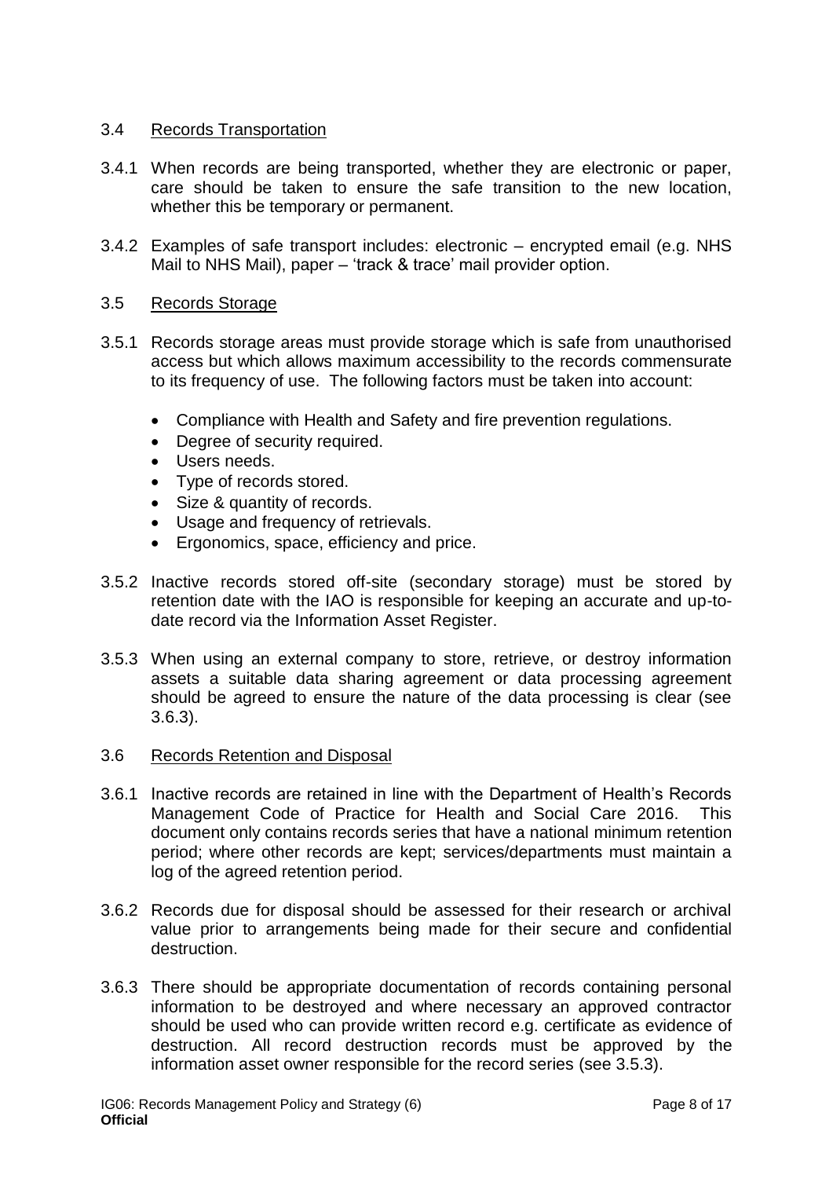### 3.4 Records Transportation

3.4.1 When records are being transported, whether they are electronic or paper, care should be taken to ensure the safe transition to the new location, whether this be temporary or permanent.

3.4.2 Examples of safe transport includes: electronic – encrypted email (e.g. NHS Mail to NHS Mail), paper – 'track & trace' mail provider option.

### 3.5 Records Storage

3.5.1 Records storage areas must provide storage which is safe from unauthorised access but which allows maximum accessibility to the records commensurate to its frequency of use. The following factors must be taken into account:

- Compliance with Health and Safety and fire prevention regulations.
- Degree of security required.
- Users needs.
- Type of records stored.
- Size & quantity of records.
- Usage and frequency of retrievals.
- Ergonomics, space, efficiency and price.

3.5.2 Inactive records stored off-site (secondary storage) must be stored by retention date with the IAO is responsible for keeping an accurate and up-to-date record via the Information Asset Register.

3.5.3 When using an external company to store, retrieve, or destroy information assets a suitable data sharing agreement or data processing agreement should be agreed to ensure the nature of the data processing is clear (see 3.6.3).

### 3.6 Records Retention and Disposal

3.6.1 Inactive records are retained in line with the Department of Health's Records Management Code of Practice for Health and Social Care 2016. This document only contains records series that have a national minimum retention period; where other records are kept; services/departments must maintain a log of the agreed retention period.

3.6.2 Records due for disposal should be assessed for their research or archival value prior to arrangements being made for their secure and confidential destruction.

3.6.3 There should be appropriate documentation of records containing personal information to be destroyed and where necessary an approved contractor should be used who can provide written record e.g. certificate as evidence of destruction. All record destruction records must be approved by the information asset owner responsible for the record series (see 3.5.3).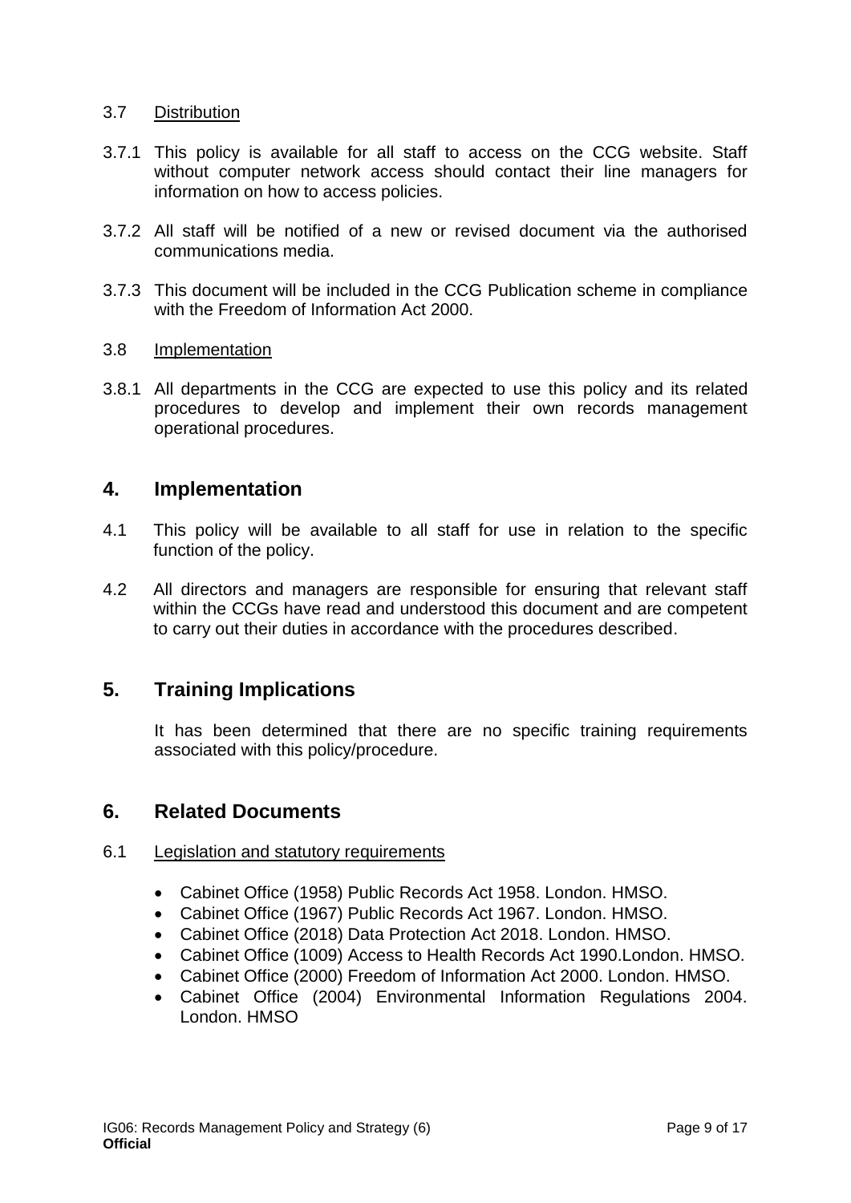3.7 Distribution

3.7.1 This policy is available for all staff to access on the CCG website. Staff without computer network access should contact their line managers for information on how to access policies.

3.7.2 All staff will be notified of a new or revised document via the authorised communications media.

3.7.3 This document will be included in the CCG Publication scheme in compliance with the Freedom of Information Act 2000.

3.8 Implementation

3.8.1 All departments in the CCG are expected to use this policy and its related procedures to develop and implement their own records management operational procedures.

## 4. Implementation

4.1 This policy will be available to all staff for use in relation to the specific function of the policy.

4.2 All directors and managers are responsible for ensuring that relevant staff within the CCGs have read and understood this document and are competent to carry out their duties in accordance with the procedures described.

## 5. Training Implications

It has been determined that there are no specific training requirements associated with this policy/procedure.

## 6. Related Documents

6.1 Legislation and statutory requirements

- Cabinet Office (1958) Public Records Act 1958. London. HMSO.
- Cabinet Office (1967) Public Records Act 1967. London. HMSO.
- Cabinet Office (2018) Data Protection Act 2018. London. HMSO.
- Cabinet Office (1009) Access to Health Records Act 1990.London. HMSO.
- Cabinet Office (2000) Freedom of Information Act 2000. London. HMSO.
- Cabinet Office (2004) Environmental Information Regulations 2004. London. HMSO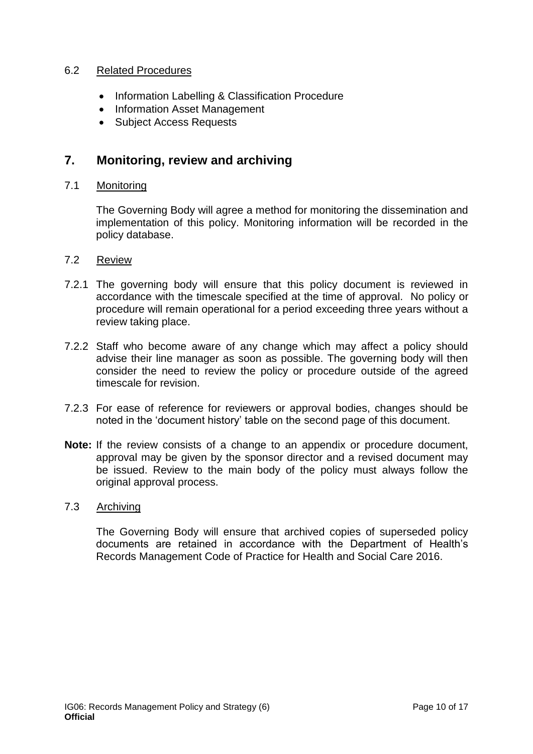### 6.2 Related Procedures

- Information Labelling & Classification Procedure
- Information Asset Management
- Subject Access Requests

## 7. Monitoring, review and archiving

### 7.1 Monitoring

The Governing Body will agree a method for monitoring the dissemination and implementation of this policy. Monitoring information will be recorded in the policy database.

### 7.2 Review

7.2.1 The governing body will ensure that this policy document is reviewed in accordance with the timescale specified at the time of approval. No policy or procedure will remain operational for a period exceeding three years without a review taking place.

7.2.2 Staff who become aware of any change which may affect a policy should advise their line manager as soon as possible. The governing body will then consider the need to review the policy or procedure outside of the agreed timescale for revision.

7.2.3 For ease of reference for reviewers or approval bodies, changes should be noted in the 'document history' table on the second page of this document.

**Note:** If the review consists of a change to an appendix or procedure document, approval may be given by the sponsor director and a revised document may be issued. Review to the main body of the policy must always follow the original approval process.

### 7.3 Archiving

The Governing Body will ensure that archived copies of superseded policy documents are retained in accordance with the Department of Health's Records Management Code of Practice for Health and Social Care 2016.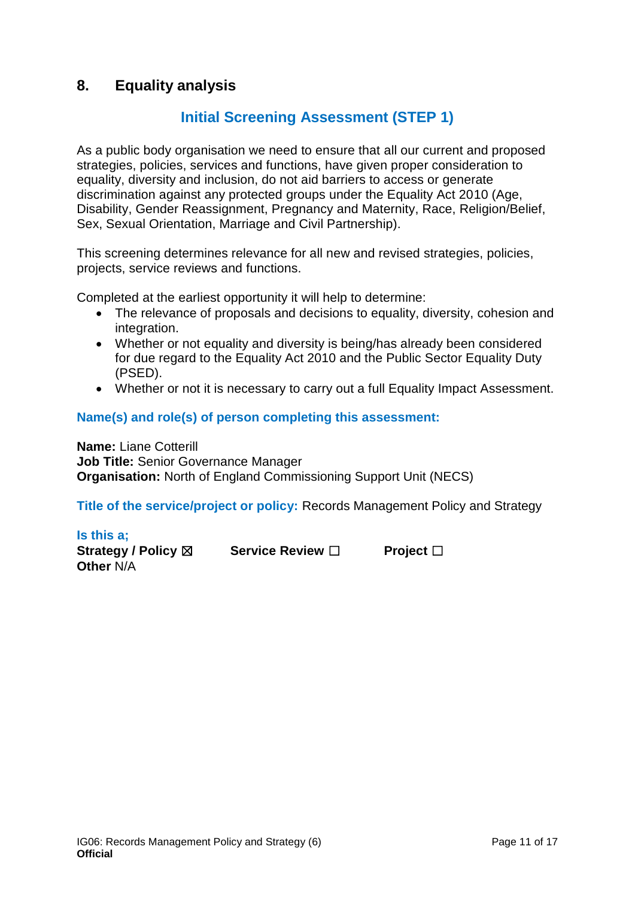## 8. Equality analysis

### Initial Screening Assessment (STEP 1)

As a public body organisation we need to ensure that all our current and proposed strategies, policies, services and functions, have given proper consideration to equality, diversity and inclusion, do not aid barriers to access or generate discrimination against any protected groups under the Equality Act 2010 (Age, Disability, Gender Reassignment, Pregnancy and Maternity, Race, Religion/Belief, Sex, Sexual Orientation, Marriage and Civil Partnership).

This screening determines relevance for all new and revised strategies, policies, projects, service reviews and functions.

Completed at the earliest opportunity it will help to determine:

- The relevance of proposals and decisions to equality, diversity, cohesion and integration.
- Whether or not equality and diversity is being/has already been considered for due regard to the Equality Act 2010 and the Public Sector Equality Duty (PSED).
- Whether or not it is necessary to carry out a full Equality Impact Assessment.

**Name(s) and role(s) of person completing this assessment:**

**Name:** Liane Cotterill
**Job Title:** Senior Governance Manager
**Organisation:** North of England Commissioning Support Unit (NECS)

**Title of the service/project or policy:** Records Management Policy and Strategy

**Is this a;**
**Strategy / Policy** ☒ **Service Review** ☐ **Project** ☐
**Other** N/A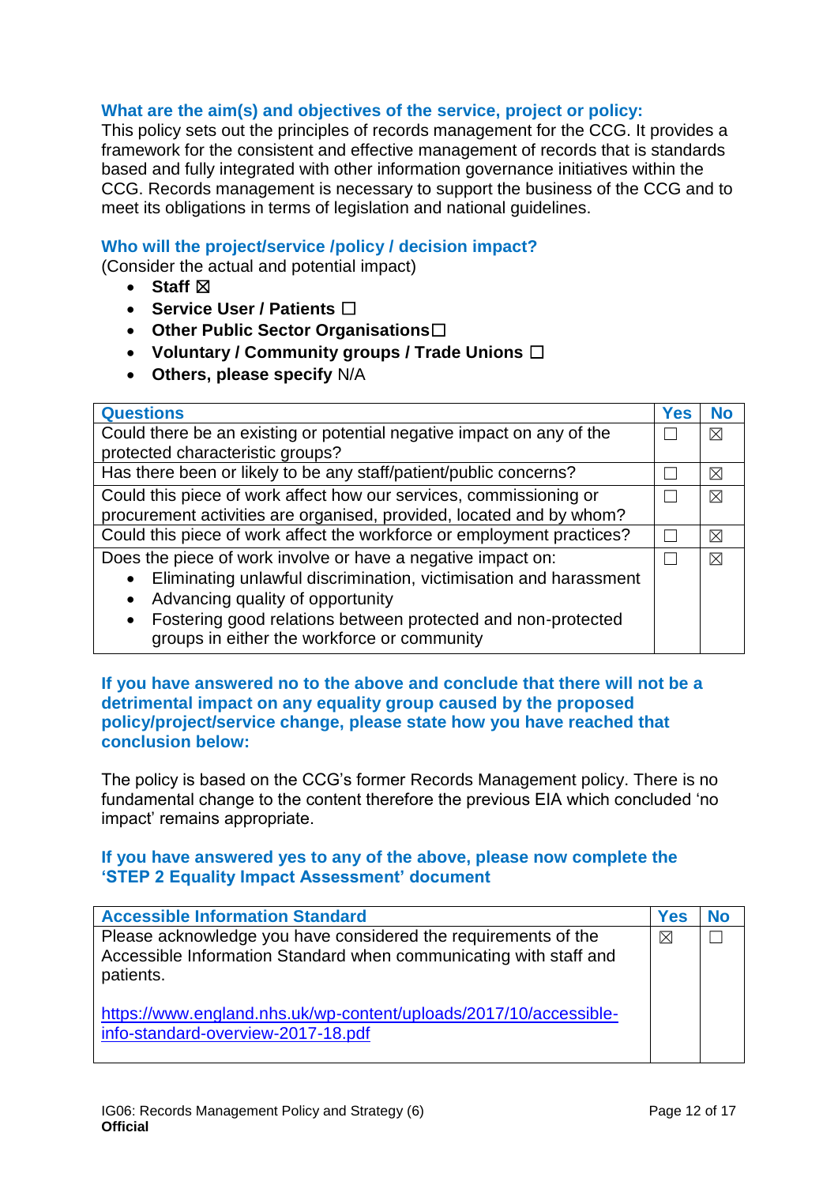**What are the aim(s) and objectives of the service, project or policy:**

This policy sets out the principles of records management for the CCG. It provides a framework for the consistent and effective management of records that is standards based and fully integrated with other information governance initiatives within the CCG. Records management is necessary to support the business of the CCG and to meet its obligations in terms of legislation and national guidelines.

**Who will the project/service /policy / decision impact?**

(Consider the actual and potential impact)

- **Staff** ☒
- **Service User / Patients** ☐
- **Other Public Sector Organisations** ☐
- **Voluntary / Community groups / Trade Unions** ☐
- **Others, please specify** N/A

| Questions | Yes | No |
|---|---|---|
| Could there be an existing or potential negative impact on any of the protected characteristic groups? | ☐ | ☒ |
| Has there been or likely to be any staff/patient/public concerns? | ☐ | ☒ |
| Could this piece of work affect how our services, commissioning or procurement activities are organised, provided, located and by whom? | ☐ | ☒ |
| Could this piece of work affect the workforce or employment practices? | ☐ | ☒ |
| Does the piece of work involve or have a negative impact on:<br>• Eliminating unlawful discrimination, victimisation and harassment<br>• Advancing quality of opportunity<br>• Fostering good relations between protected and non-protected groups in either the workforce or community | ☐ | ☒ |

**If you have answered no to the above and conclude that there will not be a detrimental impact on any equality group caused by the proposed policy/project/service change, please state how you have reached that conclusion below:**

The policy is based on the CCG's former Records Management policy. There is no fundamental change to the content therefore the previous EIA which concluded 'no impact' remains appropriate.

**If you have answered yes to any of the above, please now complete the 'STEP 2 Equality Impact Assessment' document**

| Accessible Information Standard | Yes | No |
|---|---|---|
| Please acknowledge you have considered the requirements of the Accessible Information Standard when communicating with staff and patients.<br><br>https://www.england.nhs.uk/wp-content/uploads/2017/10/accessible-info-standard-overview-2017-18.pdf | ☒ | ☐ |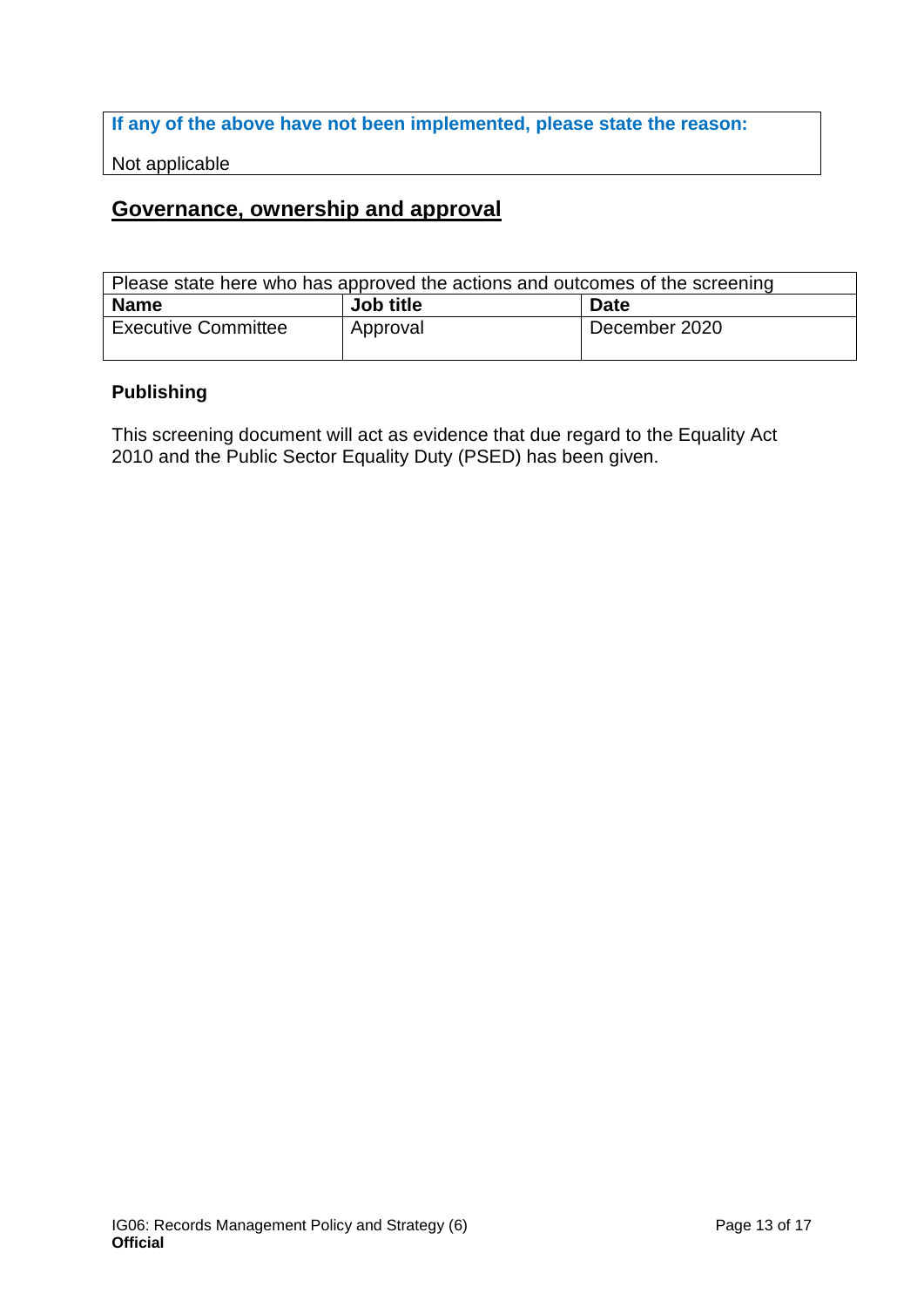**If any of the above have not been implemented, please state the reason:**

Not applicable

## Governance, ownership and approval

| Please state here who has approved the actions and outcomes of the screening | | |
|---|---|---|
| **Name** | **Job title** | **Date** |
| Executive Committee | Approval | December 2020 |

### Publishing

This screening document will act as evidence that due regard to the Equality Act 2010 and the Public Sector Equality Duty (PSED) has been given.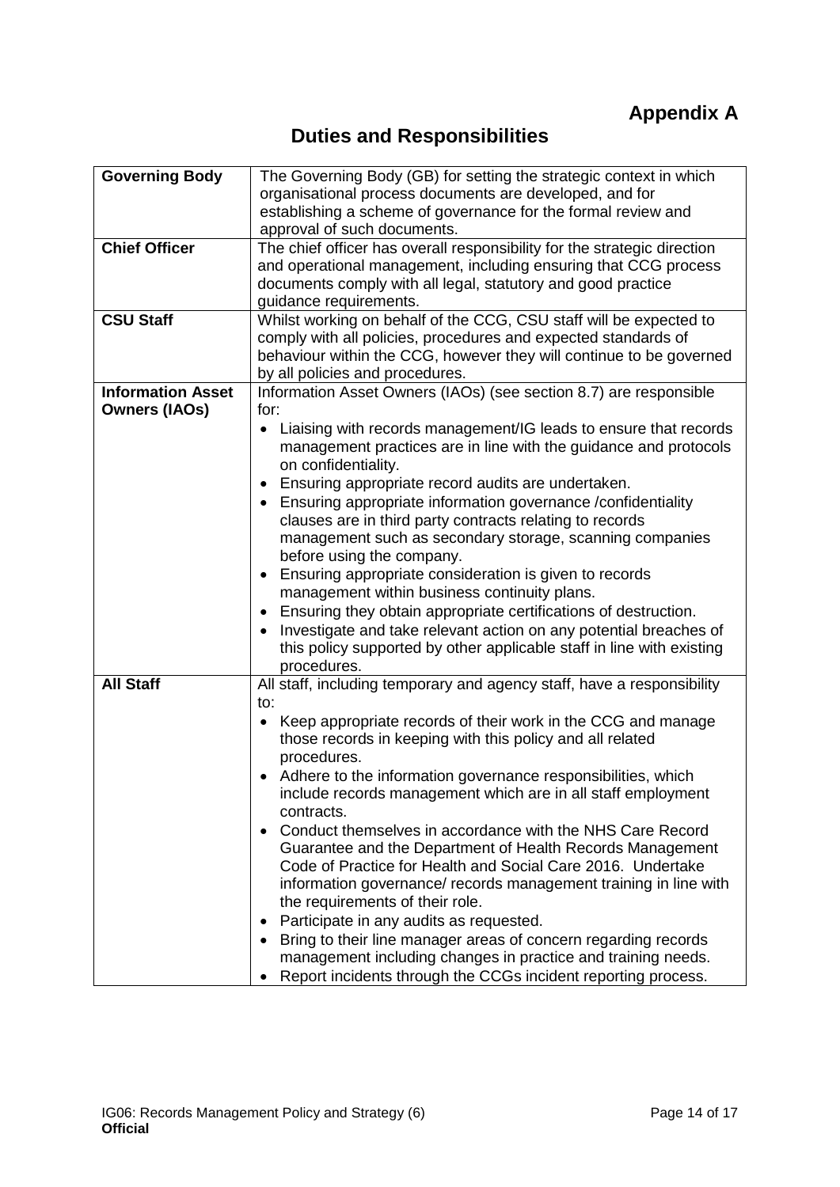# Appendix A

## Duties and Responsibilities

| | |
|---|---|
| **Governing Body** | The Governing Body (GB) for setting the strategic context in which organisational process documents are developed, and for establishing a scheme of governance for the formal review and approval of such documents. |
| **Chief Officer** | The chief officer has overall responsibility for the strategic direction and operational management, including ensuring that CCG process documents comply with all legal, statutory and good practice guidance requirements. |
| **CSU Staff** | Whilst working on behalf of the CCG, CSU staff will be expected to comply with all policies, procedures and expected standards of behaviour within the CCG, however they will continue to be governed by all policies and procedures. |
| **Information Asset Owners (IAOs)** | Information Asset Owners (IAOs) (see section 8.7) are responsible for:<br>• Liaising with records management/IG leads to ensure that records management practices are in line with the guidance and protocols on confidentiality.<br>• Ensuring appropriate record audits are undertaken.<br>• Ensuring appropriate information governance /confidentiality clauses are in third party contracts relating to records management such as secondary storage, scanning companies before using the company.<br>• Ensuring appropriate consideration is given to records management within business continuity plans.<br>• Ensuring they obtain appropriate certifications of destruction.<br>• Investigate and take relevant action on any potential breaches of this policy supported by other applicable staff in line with existing procedures. |
| **All Staff** | All staff, including temporary and agency staff, have a responsibility to:<br>• Keep appropriate records of their work in the CCG and manage those records in keeping with this policy and all related procedures.<br>• Adhere to the information governance responsibilities, which include records management which are in all staff employment contracts.<br>• Conduct themselves in accordance with the NHS Care Record Guarantee and the Department of Health Records Management Code of Practice for Health and Social Care 2016. Undertake information governance/ records management training in line with the requirements of their role.<br>• Participate in any audits as requested.<br>• Bring to their line manager areas of concern regarding records management including changes in practice and training needs.<br>• Report incidents through the CCGs incident reporting process. |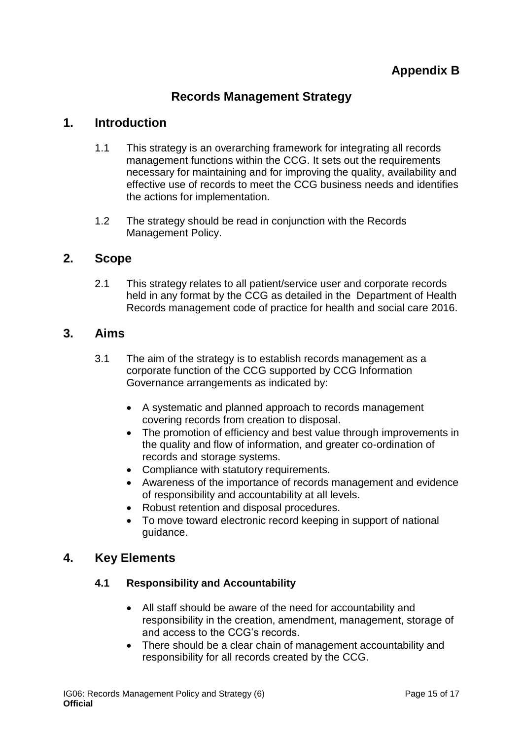**Appendix B**

# Records Management Strategy

## 1. Introduction

1.1 This strategy is an overarching framework for integrating all records management functions within the CCG. It sets out the requirements necessary for maintaining and for improving the quality, availability and effective use of records to meet the CCG business needs and identifies the actions for implementation.

1.2 The strategy should be read in conjunction with the Records Management Policy.

## 2. Scope

2.1 This strategy relates to all patient/service user and corporate records held in any format by the CCG as detailed in the Department of Health Records management code of practice for health and social care 2016.

## 3. Aims

3.1 The aim of the strategy is to establish records management as a corporate function of the CCG supported by CCG Information Governance arrangements as indicated by:

- A systematic and planned approach to records management covering records from creation to disposal.
- The promotion of efficiency and best value through improvements in the quality and flow of information, and greater co-ordination of records and storage systems.
- Compliance with statutory requirements.
- Awareness of the importance of records management and evidence of responsibility and accountability at all levels.
- Robust retention and disposal procedures.
- To move toward electronic record keeping in support of national guidance.

## 4. Key Elements

### 4.1 Responsibility and Accountability

- All staff should be aware of the need for accountability and responsibility in the creation, amendment, management, storage of and access to the CCG's records.
- There should be a clear chain of management accountability and responsibility for all records created by the CCG.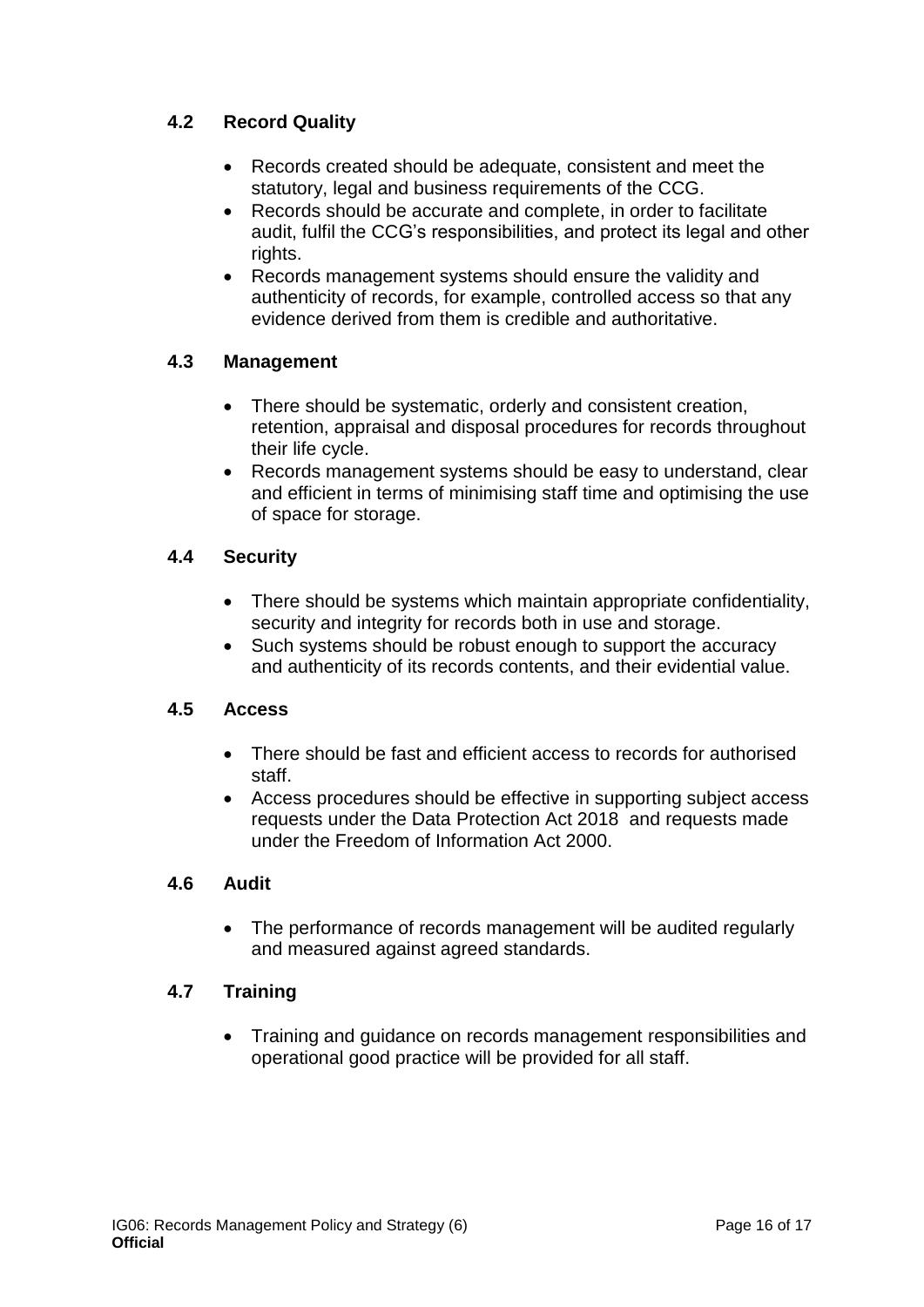### 4.2 Record Quality

- Records created should be adequate, consistent and meet the statutory, legal and business requirements of the CCG.
- Records should be accurate and complete, in order to facilitate audit, fulfil the CCG's responsibilities, and protect its legal and other rights.
- Records management systems should ensure the validity and authenticity of records, for example, controlled access so that any evidence derived from them is credible and authoritative.

### 4.3 Management

- There should be systematic, orderly and consistent creation, retention, appraisal and disposal procedures for records throughout their life cycle.
- Records management systems should be easy to understand, clear and efficient in terms of minimising staff time and optimising the use of space for storage.

### 4.4 Security

- There should be systems which maintain appropriate confidentiality, security and integrity for records both in use and storage.
- Such systems should be robust enough to support the accuracy and authenticity of its records contents, and their evidential value.

### 4.5 Access

- There should be fast and efficient access to records for authorised staff.
- Access procedures should be effective in supporting subject access requests under the Data Protection Act 2018 and requests made under the Freedom of Information Act 2000.

### 4.6 Audit

- The performance of records management will be audited regularly and measured against agreed standards.

### 4.7 Training

- Training and guidance on records management responsibilities and operational good practice will be provided for all staff.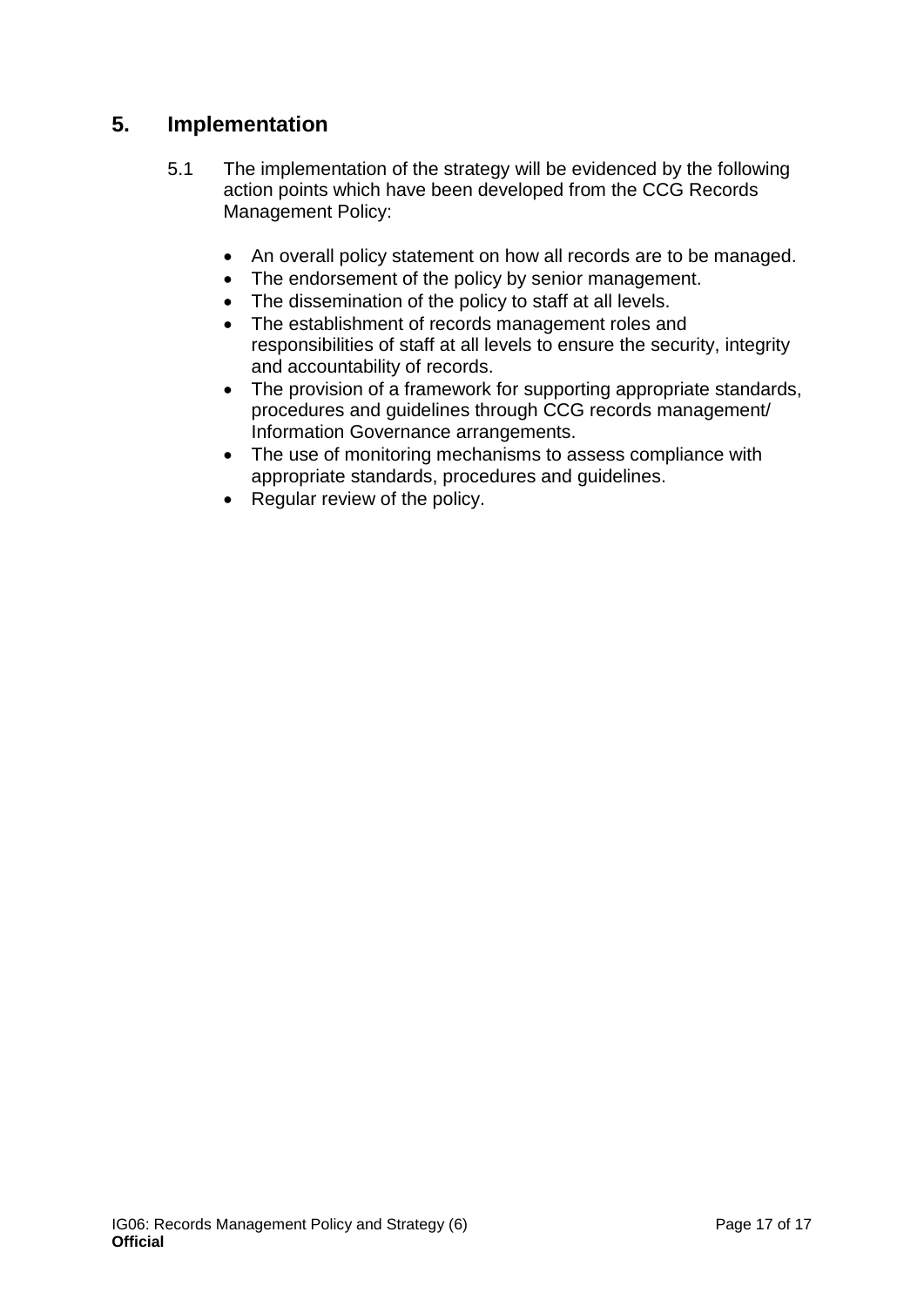## 5. Implementation

5.1 The implementation of the strategy will be evidenced by the following action points which have been developed from the CCG Records Management Policy:

- An overall policy statement on how all records are to be managed.
- The endorsement of the policy by senior management.
- The dissemination of the policy to staff at all levels.
- The establishment of records management roles and responsibilities of staff at all levels to ensure the security, integrity and accountability of records.
- The provision of a framework for supporting appropriate standards, procedures and guidelines through CCG records management/ Information Governance arrangements.
- The use of monitoring mechanisms to assess compliance with appropriate standards, procedures and guidelines.
- Regular review of the policy.